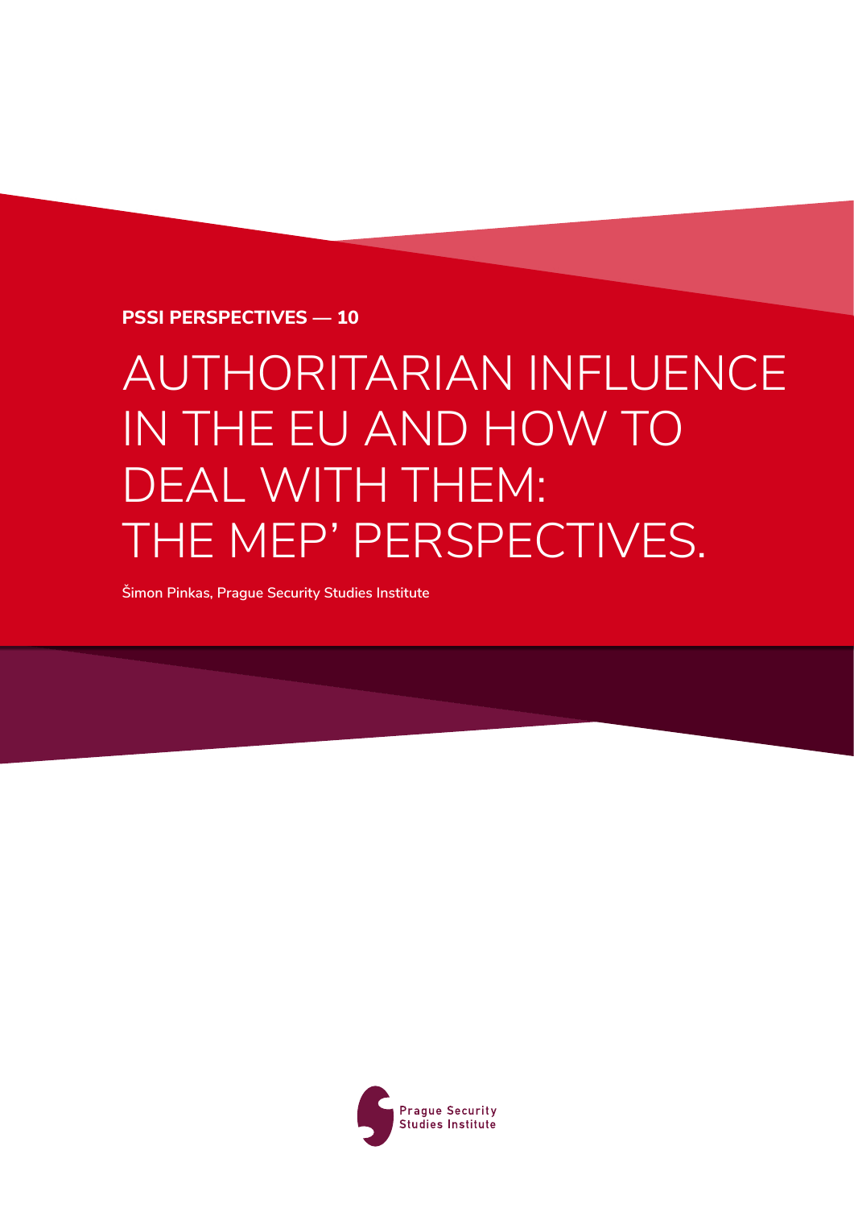**PSSI PERSPECTIVES — 10**

# AUTHORITARIAN INFLUENCE IN THE EU AND HOW TO DEAL WITH THEM: THE MEP' PERSPECTIVES.

**Šimon Pinkas, Prague Security Studies Institute**

Prague Security Studies Institute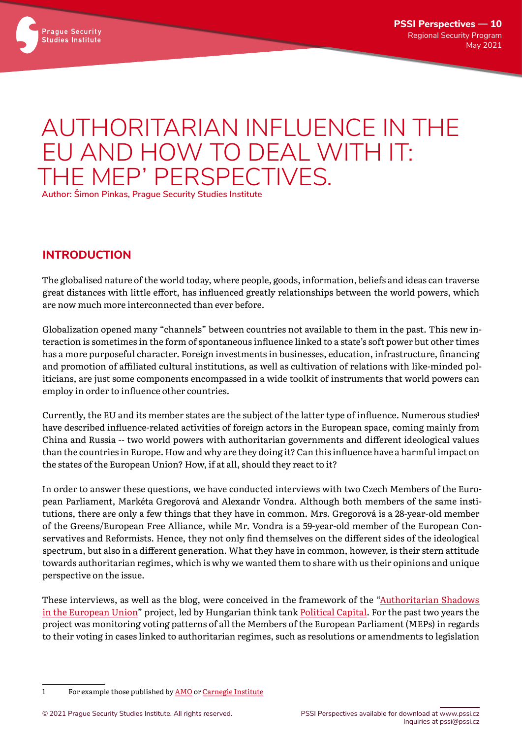// PSSI Perspectives — 10
Regional Security Program
May 2021

# AUTHORITARIAN INFLUENCE IN THE EU AND HOW TO DEAL WITH IT: THE MEP' PERSPECTIVES.

Author: Šimon Pinkas, Prague Security Studies Institute

## INTRODUCTION

The globalised nature of the world today, where people, goods, information, beliefs and ideas can traverse great distances with little effort, has influenced greatly relationships between the world powers, which are now much more interconnected than ever before.

Globalization opened many "channels" between countries not available to them in the past. This new interaction is sometimes in the form of spontaneous influence linked to a state's soft power but other times has a more purposeful character. Foreign investments in businesses, education, infrastructure, financing and promotion of affiliated cultural institutions, as well as cultivation of relations with like-minded politicians, are just some components encompassed in a wide toolkit of instruments that world powers can employ in order to influence other countries.

Currently, the EU and its member states are the subject of the latter type of influence. Numerous studies[1] have described influence-related activities of foreign actors in the European space, coming mainly from China and Russia -- two world powers with authoritarian governments and different ideological values than the countries in Europe. How and why are they doing it? Can this influence have a harmful impact on the states of the European Union? How, if at all, should they react to it?

In order to answer these questions, we have conducted interviews with two Czech Members of the European Parliament, Markéta Gregorová and Alexandr Vondra. Although both members of the same institutions, there are only a few things that they have in common. Mrs. Gregorová is a 28-year-old member of the Greens/European Free Alliance, while Mr. Vondra is a 59-year-old member of the European Conservatives and Reformists. Hence, they not only find themselves on the different sides of the ideological spectrum, but also in a different generation. What they have in common, however, is their stern attitude towards authoritarian regimes, which is why we wanted them to share with us their opinions and unique perspective on the issue.

These interviews, as well as the blog, were conceived in the framework of the "Authoritarian Shadows in the European Union" project, led by Hungarian think tank Political Capital. For the past two years the project was monitoring voting patterns of all the Members of the European Parliament (MEPs) in regards to their voting in cases linked to authoritarian regimes, such as resolutions or amendments to legislation

1 For example those published by AMO or Carnegie Institute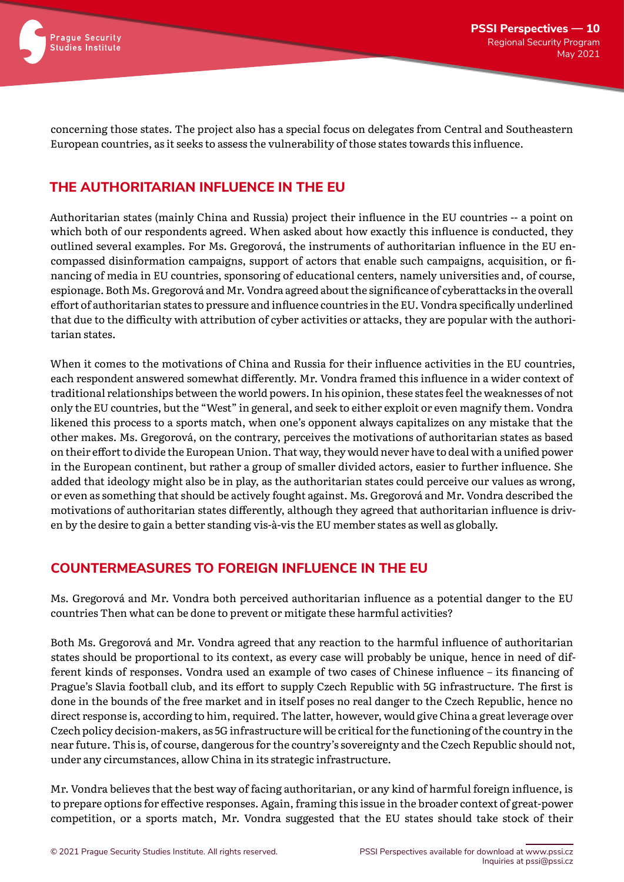concerning those states. The project also has a special focus on delegates from Central and Southeastern European countries, as it seeks to assess the vulnerability of those states towards this influence.

## THE AUTHORITARIAN INFLUENCE IN THE EU

Authoritarian states (mainly China and Russia) project their influence in the EU countries -- a point on which both of our respondents agreed. When asked about how exactly this influence is conducted, they outlined several examples. For Ms. Gregorová, the instruments of authoritarian influence in the EU encompassed disinformation campaigns, support of actors that enable such campaigns, acquisition, or financing of media in EU countries, sponsoring of educational centers, namely universities and, of course, espionage. Both Ms. Gregorová and Mr. Vondra agreed about the significance of cyberattacks in the overall effort of authoritarian states to pressure and influence countries in the EU. Vondra specifically underlined that due to the difficulty with attribution of cyber activities or attacks, they are popular with the authoritarian states.

When it comes to the motivations of China and Russia for their influence activities in the EU countries, each respondent answered somewhat differently. Mr. Vondra framed this influence in a wider context of traditional relationships between the world powers. In his opinion, these states feel the weaknesses of not only the EU countries, but the "West" in general, and seek to either exploit or even magnify them. Vondra likened this process to a sports match, when one's opponent always capitalizes on any mistake that the other makes. Ms. Gregorová, on the contrary, perceives the motivations of authoritarian states as based on their effort to divide the European Union. That way, they would never have to deal with a unified power in the European continent, but rather a group of smaller divided actors, easier to further influence. She added that ideology might also be in play, as the authoritarian states could perceive our values as wrong, or even as something that should be actively fought against. Ms. Gregorová and Mr. Vondra described the motivations of authoritarian states differently, although they agreed that authoritarian influence is driven by the desire to gain a better standing vis-à-vis the EU member states as well as globally.

## COUNTERMEASURES TO FOREIGN INFLUENCE IN THE EU

Ms. Gregorová and Mr. Vondra both perceived authoritarian influence as a potential danger to the EU countries Then what can be done to prevent or mitigate these harmful activities?

Both Ms. Gregorová and Mr. Vondra agreed that any reaction to the harmful influence of authoritarian states should be proportional to its context, as every case will probably be unique, hence in need of different kinds of responses. Vondra used an example of two cases of Chinese influence – its financing of Prague's Slavia football club, and its effort to supply Czech Republic with 5G infrastructure. The first is done in the bounds of the free market and in itself poses no real danger to the Czech Republic, hence no direct response is, according to him, required. The latter, however, would give China a great leverage over Czech policy decision-makers, as 5G infrastructure will be critical for the functioning of the country in the near future. This is, of course, dangerous for the country's sovereignty and the Czech Republic should not, under any circumstances, allow China in its strategic infrastructure.

Mr. Vondra believes that the best way of facing authoritarian, or any kind of harmful foreign influence, is to prepare options for effective responses. Again, framing this issue in the broader context of great-power competition, or a sports match, Mr. Vondra suggested that the EU states should take stock of their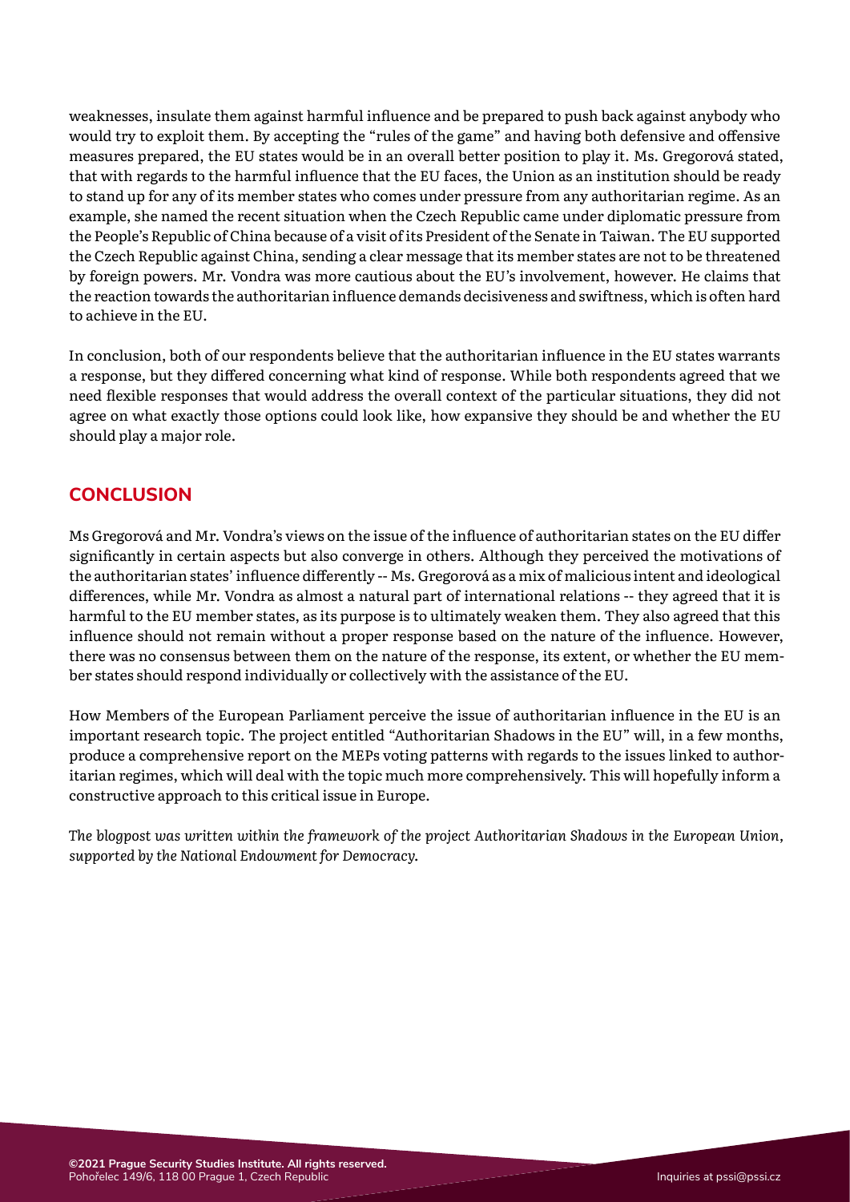weaknesses, insulate them against harmful influence and be prepared to push back against anybody who would try to exploit them. By accepting the "rules of the game" and having both defensive and offensive measures prepared, the EU states would be in an overall better position to play it. Ms. Gregorová stated, that with regards to the harmful influence that the EU faces, the Union as an institution should be ready to stand up for any of its member states who comes under pressure from any authoritarian regime. As an example, she named the recent situation when the Czech Republic came under diplomatic pressure from the People's Republic of China because of a visit of its President of the Senate in Taiwan. The EU supported the Czech Republic against China, sending a clear message that its member states are not to be threatened by foreign powers. Mr. Vondra was more cautious about the EU's involvement, however. He claims that the reaction towards the authoritarian influence demands decisiveness and swiftness, which is often hard to achieve in the EU.

In conclusion, both of our respondents believe that the authoritarian influence in the EU states warrants a response, but they differed concerning what kind of response. While both respondents agreed that we need flexible responses that would address the overall context of the particular situations, they did not agree on what exactly those options could look like, how expansive they should be and whether the EU should play a major role.

## CONCLUSION

Ms Gregorová and Mr. Vondra's views on the issue of the influence of authoritarian states on the EU differ significantly in certain aspects but also converge in others. Although they perceived the motivations of the authoritarian states' influence differently -- Ms. Gregorová as a mix of malicious intent and ideological differences, while Mr. Vondra as almost a natural part of international relations -- they agreed that it is harmful to the EU member states, as its purpose is to ultimately weaken them. They also agreed that this influence should not remain without a proper response based on the nature of the influence. However, there was no consensus between them on the nature of the response, its extent, or whether the EU member states should respond individually or collectively with the assistance of the EU.

How Members of the European Parliament perceive the issue of authoritarian influence in the EU is an important research topic. The project entitled "Authoritarian Shadows in the EU" will, in a few months, produce a comprehensive report on the MEPs voting patterns with regards to the issues linked to authoritarian regimes, which will deal with the topic much more comprehensively. This will hopefully inform a constructive approach to this critical issue in Europe.

*The blogpost was written within the framework of the project Authoritarian Shadows in the European Union, supported by the National Endowment for Democracy.*

**©2021 Prague Security Studies Institute. All rights reserved.**
Pohořelec 149/6, 118 00 Prague 1, Czech Republic

Inquiries at pssi@pssi.cz